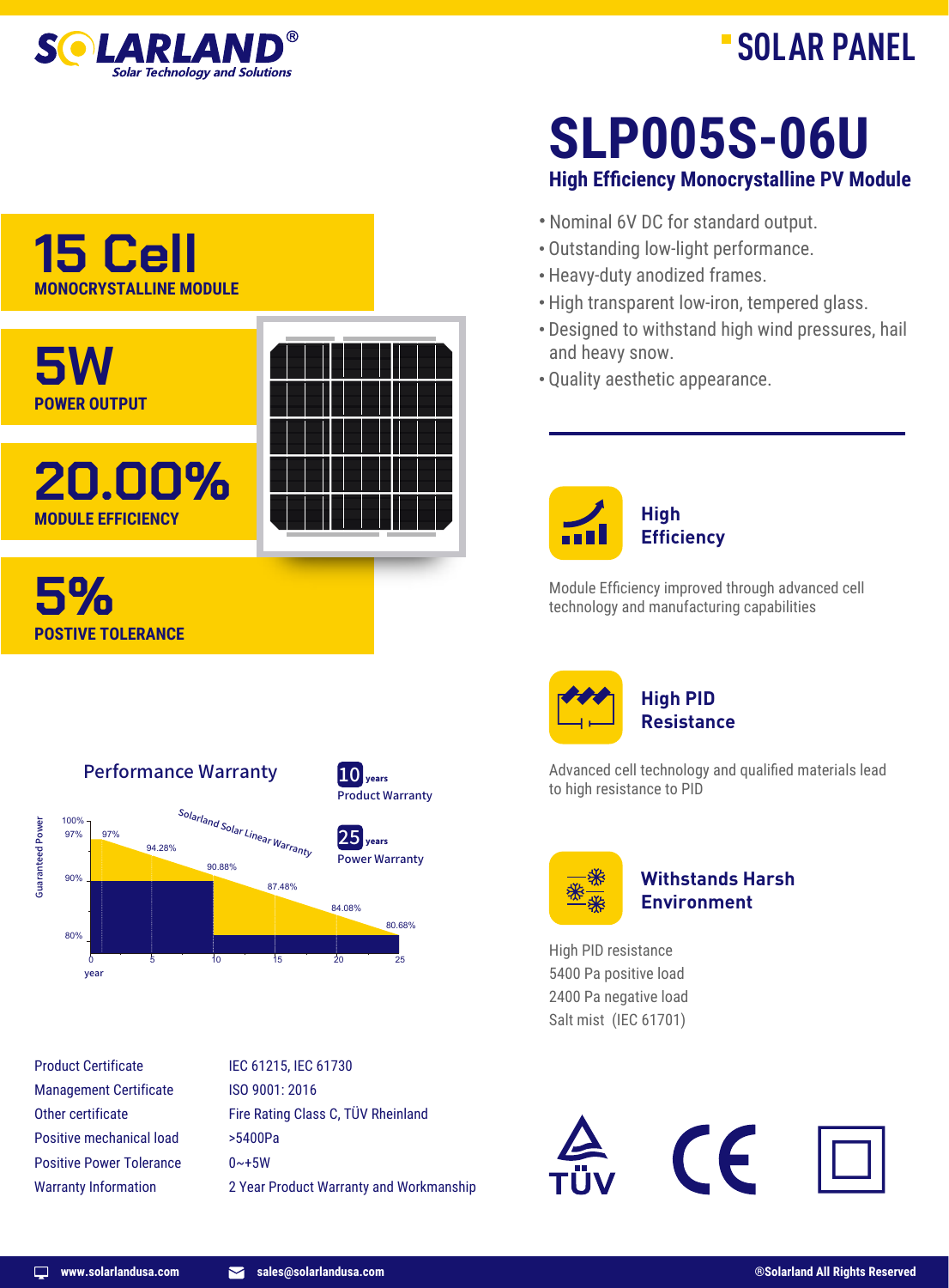# SOLAR PANEL

# SLP005S-06U

## High Efficiency Monocrystalline PV Module

- Nominal 6V DC for standard output.
- Outstanding low-light performance.
- Heavy-duty anodized frames.
- High transparent low-iron, tempered glass.
- Designed to withstand high wind pressures, hail and heavy snow.
- Quality aesthetic appearance.

**15 Cell**
**MONOCRYSTALLINE MODULE**

**5W**
**POWER OUTPUT**

**20.00%**
**MODULE EFFICIENCY**

**5%**
**POSTIVE TOLERANCE**

### High Efficiency

Module Efficiency improved through advanced cell technology and manufacturing capabilities

### High PID Resistance

Advanced cell technology and qualified materials lead to high resistance to PID

### Withstands Harsh Environment

High PID resistance
5400 Pa positive load
2400 Pa negative load
Salt mist (IEC 61701)

### Performance Warranty

**10 years** Product Warranty

**25 years** Power Warranty

Solarland Solar Linear Warranty

| Year | 0 | 5 | 10 | 15 | 20 | 25 |
|---|---|---|---|---|---|---|
| Guaranteed Power | 97% | 94.28% | 90.88% | 87.48% | 84.08% | 80.68% |

| | |
|---|---|
| Product Certificate | IEC 61215, IEC 61730 |
| Management Certificate | ISO 9001: 2016 |
| Other certificate | Fire Rating Class C, TÜV Rheinland |
| Positive mechanical load | >5400Pa |
| Positive Power Tolerance | 0~+5W |
| Warranty Information | 2 Year Product Warranty and Workmanship |

www.solarlandusa.com
sales@solarlandusa.com
®Solarland All Rights Reserved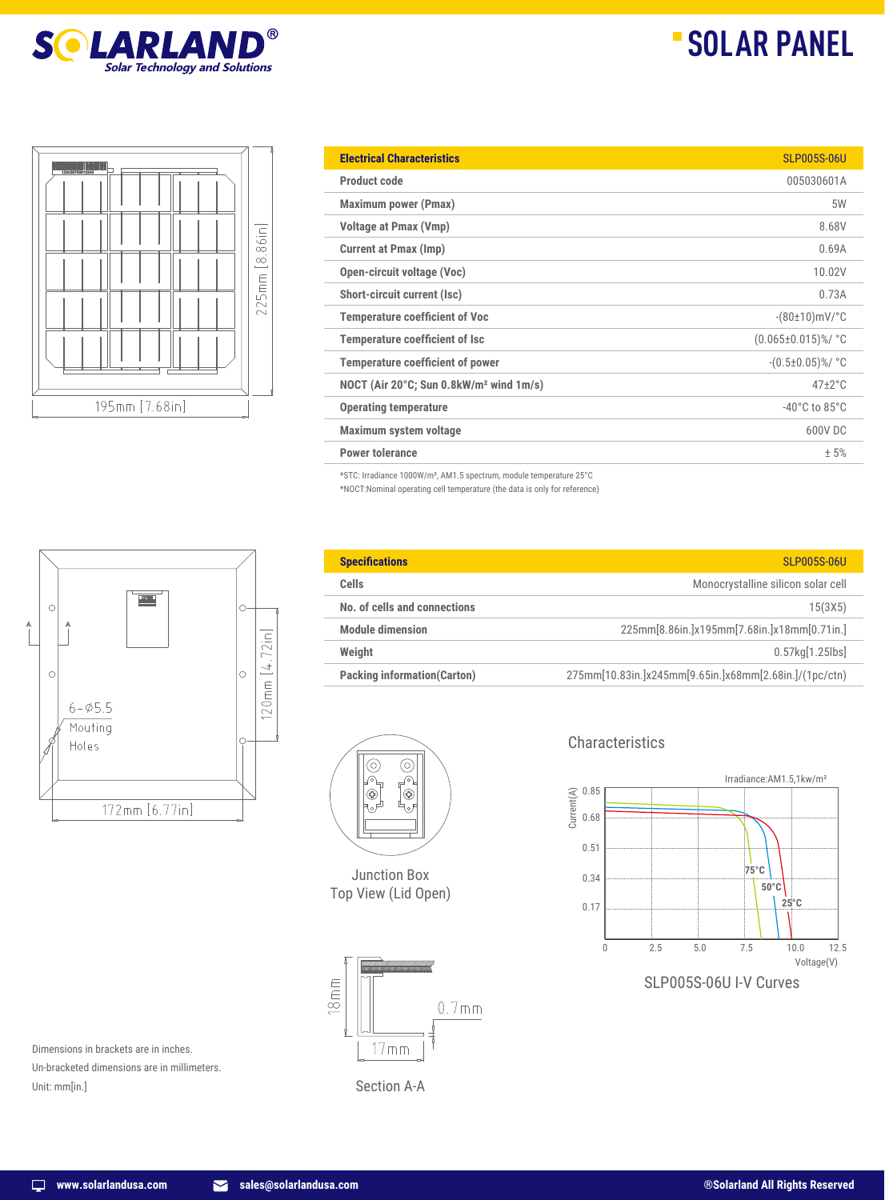# SOLAR PANEL

SOLARLAND®
Solar Technology and Solutions

225mm [8.86in]
195mm [7.68in]

| Electrical Characteristics | SLP005S-06U |
|---|---|
| Product code | 005030601A |
| Maximum power (Pmax) | 5W |
| Voltage at Pmax (Vmp) | 8.68V |
| Current at Pmax (Imp) | 0.69A |
| Open-circuit voltage (Voc) | 10.02V |
| Short-circuit current (Isc) | 0.73A |
| Temperature coefficient of Voc | -(80±10)mV/°C |
| Temperature coefficient of Isc | (0.065±0.015)%/ °C |
| Temperature coefficient of power | -(0.5±0.05)%/ °C |
| NOCT (Air 20°C; Sun 0.8kW/m² wind 1m/s) | 47±2°C |
| Operating temperature | -40°C to 85°C |
| Maximum system voltage | 600V DC |
| Power tolerance | ± 5% |

*STC: Irradiance 1000W/m², AM1.5 spectrum, module temperature 25°C
*NOCT:Nominal operating cell temperature (the data is only for reference)

6-Φ5.5
Mouting
Holes
120mm [4.72in]
172mm [6.77in]

| Specifications | SLP005S-06U |
|---|---|
| Cells | Monocrystalline silicon solar cell |
| No. of cells and connections | 15(3X5) |
| Module dimension | 225mm[8.86in.]x195mm[7.68in.]x18mm[0.71in.] |
| Weight | 0.57kg[1.25lbs] |
| Packing information(Carton) | 275mm[10.83in.]x245mm[9.65in.]x68mm[2.68in.]/(1pc/ctn) |

Junction Box
Top View (Lid Open)

## Characteristics

Irradiance:AM1.5,1kw/m²
Current(A)
0.85
0.68
0.51
0.34
0.17
0
2.5
5.0
7.5
10.0
12.5
Voltage(V)
75°C
50°C
25°C

SLP005S-06U I-V Curves

18mm
0.7mm
17mm

Section A-A

Dimensions in brackets are in inches.
Un-bracketed dimensions are in millimeters.
Unit: mm[in.]

www.solarlandusa.com sales@solarlandusa.com ®Solarland All Rights Reserved